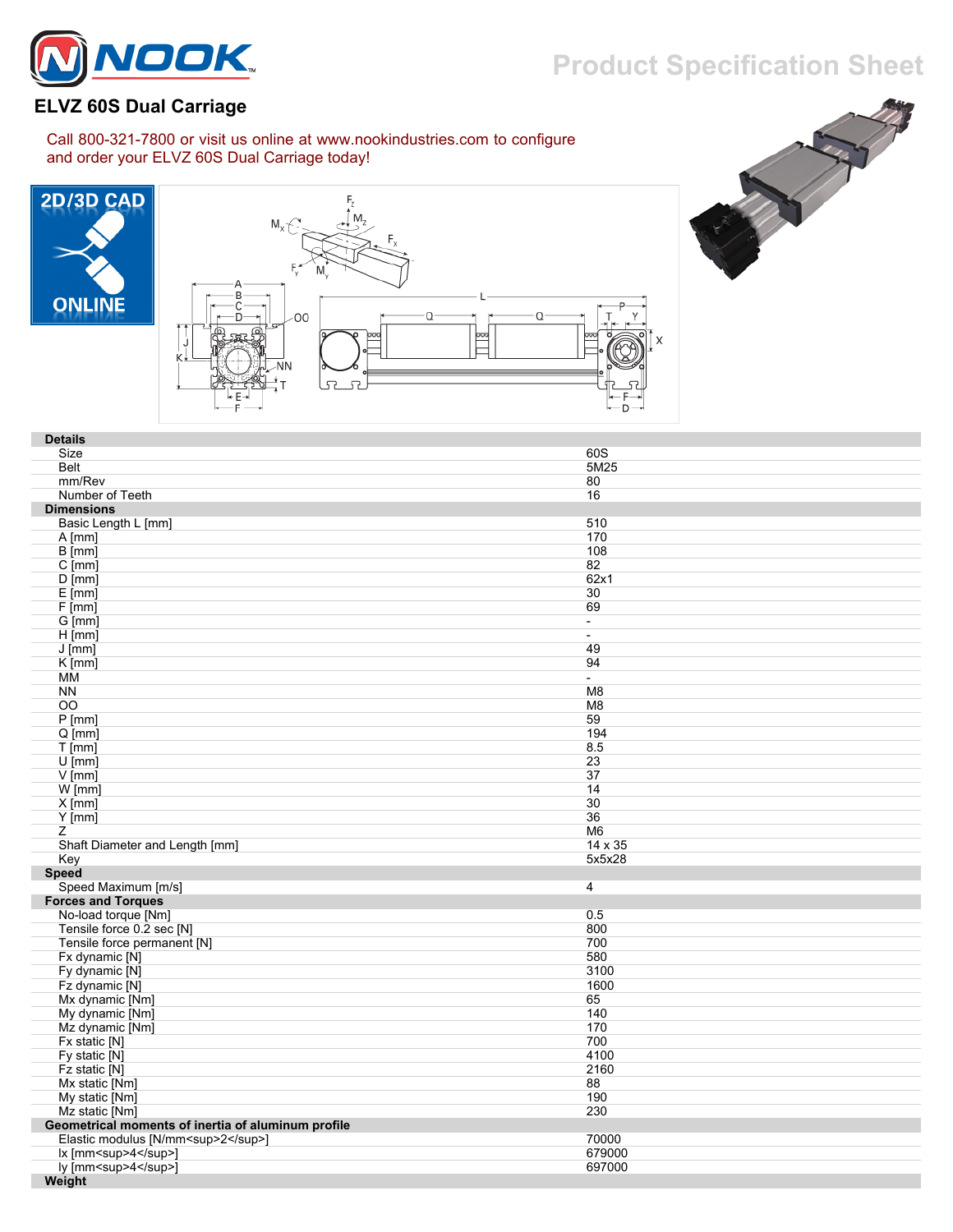# ELVZ 60S Dual Carriage

Call 800-321-7800 or visit us online at www.nookindustries.com to configure and order your ELVZ 60S Dual Carriage today!

2D/3D CAD ONLINE

| Details | |
|---|---|
| Size | 60S |
| Belt | 5M25 |
| mm/Rev | 80 |
| Number of Teeth | 16 |
| **Dimensions** | |
| Basic Length L [mm] | 510 |
| A [mm] | 170 |
| B [mm] | 108 |
| C [mm] | 82 |
| D [mm] | 62x1 |
| E [mm] | 30 |
| F [mm] | 69 |
| G [mm] | - |
| H [mm] | - |
| J [mm] | 49 |
| K [mm] | 94 |
| MM | - |
| NN | M8 |
| OO | M8 |
| P [mm] | 59 |
| Q [mm] | 194 |
| T [mm] | 8.5 |
| U [mm] | 23 |
| V [mm] | 37 |
| W [mm] | 14 |
| X [mm] | 30 |
| Y [mm] | 36 |
| Z | M6 |
| Shaft Diameter and Length [mm] | 14 x 35 |
| Key | 5x5x28 |
| **Speed** | |
| Speed Maximum [m/s] | 4 |
| **Forces and Torques** | |
| No-load torque [Nm] | 0.5 |
| Tensile force 0.2 sec [N] | 800 |
| Tensile force permanent [N] | 700 |
| Fx dynamic [N] | 580 |
| Fy dynamic [N] | 3100 |
| Fz dynamic [N] | 1600 |
| Mx dynamic [Nm] | 65 |
| My dynamic [Nm] | 140 |
| Mz dynamic [Nm] | 170 |
| Fx static [N] | 700 |
| Fy static [N] | 4100 |
| Fz static [N] | 2160 |
| Mx static [Nm] | 88 |
| My static [Nm] | 190 |
| Mz static [Nm] | 230 |
| **Geometrical moments of inertia of aluminum profile** | |
| Elastic modulus [$N/mm^2$] | 70000 |
| Ix [$mm^4$] | 679000 |
| Iy [$mm^4$] | 697000 |
| **Weight** | |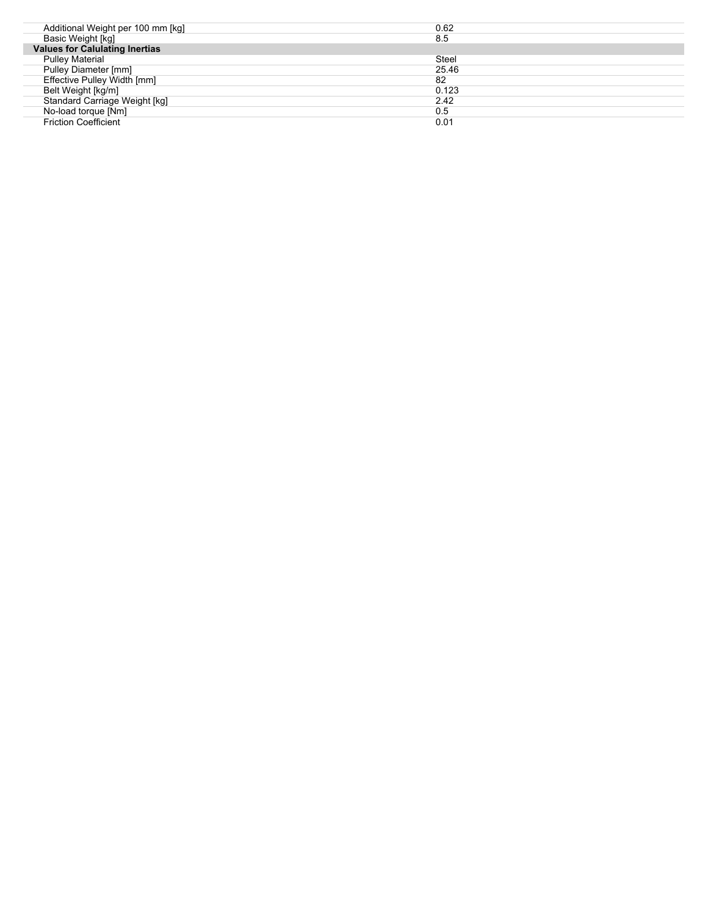| | |
|---|---|
| Additional Weight per 100 mm [kg] | 0.62 |
| Basic Weight [kg] | 8.5 |
| **Values for Calulating Inertias** | |
| Pulley Material | Steel |
| Pulley Diameter [mm] | 25.46 |
| Effective Pulley Width [mm] | 82 |
| Belt Weight [kg/m] | 0.123 |
| Standard Carriage Weight [kg] | 2.42 |
| No-load torque [Nm] | 0.5 |
| Friction Coefficient | 0.01 |